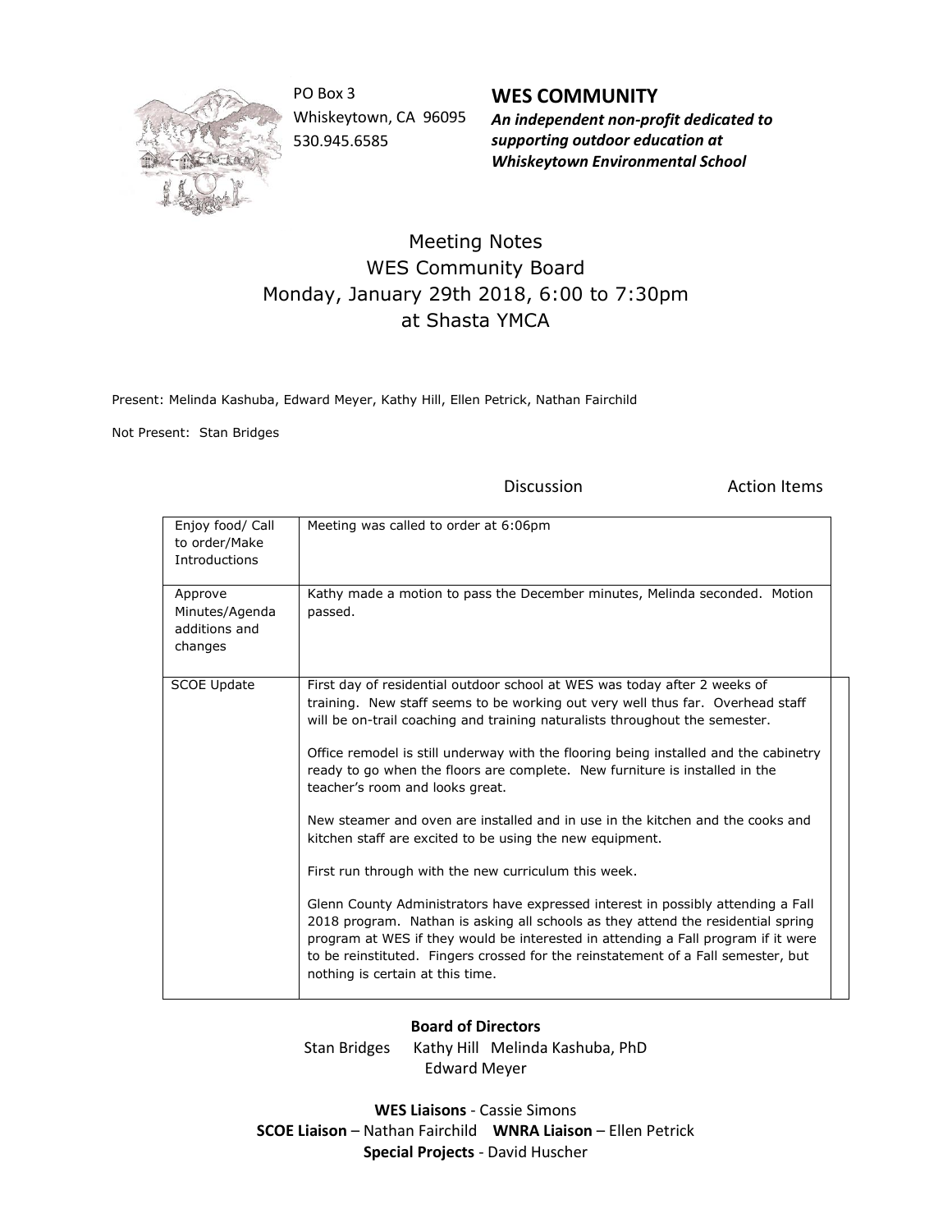PO Box 3
Whiskeytown, CA 96095
530.945.6585

**WES COMMUNITY**
***An independent non-profit dedicated to supporting outdoor education at Whiskeytown Environmental School***

# Meeting Notes
## WES Community Board
## Monday, January 29th 2018, 6:00 to 7:30pm
## at Shasta YMCA

Present: Melinda Kashuba, Edward Meyer, Kathy Hill, Ellen Petrick, Nathan Fairchild

Not Present: Stan Bridges

| | Discussion | Action Items |
|---|---|---|
| Enjoy food/ Call to order/Make Introductions | Meeting was called to order at 6:06pm | |
| Approve Minutes/Agenda additions and changes | Kathy made a motion to pass the December minutes, Melinda seconded. Motion passed. | |
| SCOE Update | First day of residential outdoor school at WES was today after 2 weeks of training. New staff seems to be working out very well thus far. Overhead staff will be on-trail coaching and training naturalists throughout the semester.<br><br>Office remodel is still underway with the flooring being installed and the cabinetry ready to go when the floors are complete. New furniture is installed in the teacher's room and looks great.<br><br>New steamer and oven are installed and in use in the kitchen and the cooks and kitchen staff are excited to be using the new equipment.<br><br>First run through with the new curriculum this week.<br><br>Glenn County Administrators have expressed interest in possibly attending a Fall 2018 program. Nathan is asking all schools as they attend the residential spring program at WES if they would be interested in attending a Fall program if it were to be reinstituted. Fingers crossed for the reinstatement of a Fall semester, but nothing is certain at this time. | |

**Board of Directors**
Stan Bridges Kathy Hill Melinda Kashuba, PhD
Edward Meyer

**WES Liaisons** - Cassie Simons
**SCOE Liaison** – Nathan Fairchild **WNRA Liaison** – Ellen Petrick
**Special Projects** - David Huscher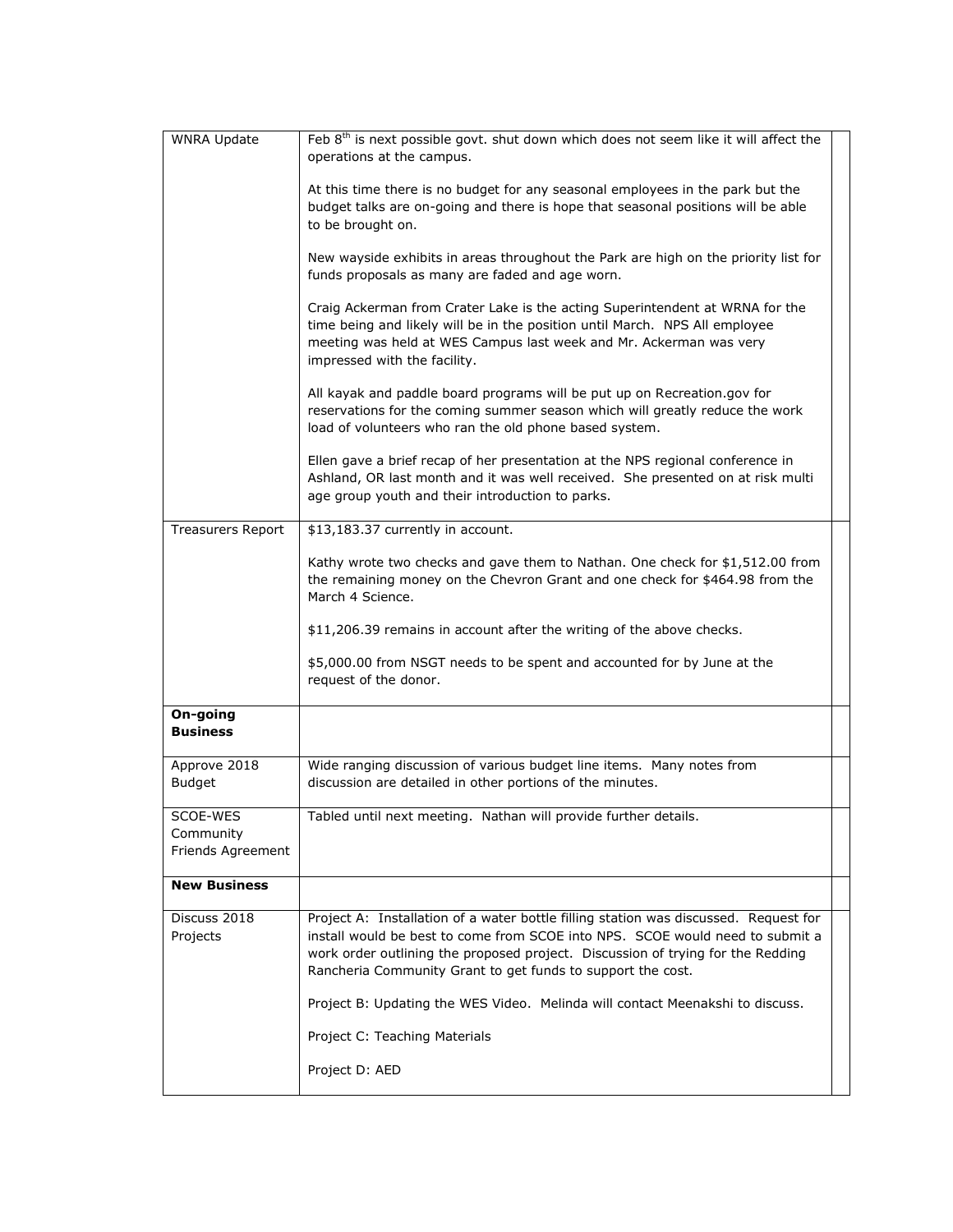| | | |
|---|---|---|
| WNRA Update | Feb 8th is next possible govt. shut down which does not seem like it will affect the operations at the campus.<br><br>At this time there is no budget for any seasonal employees in the park but the budget talks are on-going and there is hope that seasonal positions will be able to be brought on.<br><br>New wayside exhibits in areas throughout the Park are high on the priority list for funds proposals as many are faded and age worn.<br><br>Craig Ackerman from Crater Lake is the acting Superintendent at WRNA for the time being and likely will be in the position until March. NPS All employee meeting was held at WES Campus last week and Mr. Ackerman was very impressed with the facility.<br><br>All kayak and paddle board programs will be put up on Recreation.gov for reservations for the coming summer season which will greatly reduce the work load of volunteers who ran the old phone based system.<br><br>Ellen gave a brief recap of her presentation at the NPS regional conference in Ashland, OR last month and it was well received. She presented on at risk multi age group youth and their introduction to parks. | |
| Treasurers Report | $13,183.37 currently in account.<br><br>Kathy wrote two checks and gave them to Nathan. One check for $1,512.00 from the remaining money on the Chevron Grant and one check for $464.98 from the March 4 Science.<br><br>$11,206.39 remains in account after the writing of the above checks.<br><br>$5,000.00 from NSGT needs to be spent and accounted for by June at the request of the donor. | |
| **On-going Business** | | |
| Approve 2018 Budget | Wide ranging discussion of various budget line items. Many notes from discussion are detailed in other portions of the minutes. | |
| SCOE-WES Community Friends Agreement | Tabled until next meeting. Nathan will provide further details. | |
| **New Business** | | |
| Discuss 2018 Projects | Project A: Installation of a water bottle filling station was discussed. Request for install would be best to come from SCOE into NPS. SCOE would need to submit a work order outlining the proposed project. Discussion of trying for the Redding Rancheria Community Grant to get funds to support the cost.<br><br>Project B: Updating the WES Video. Melinda will contact Meenakshi to discuss.<br><br>Project C: Teaching Materials<br><br>Project D: AED | |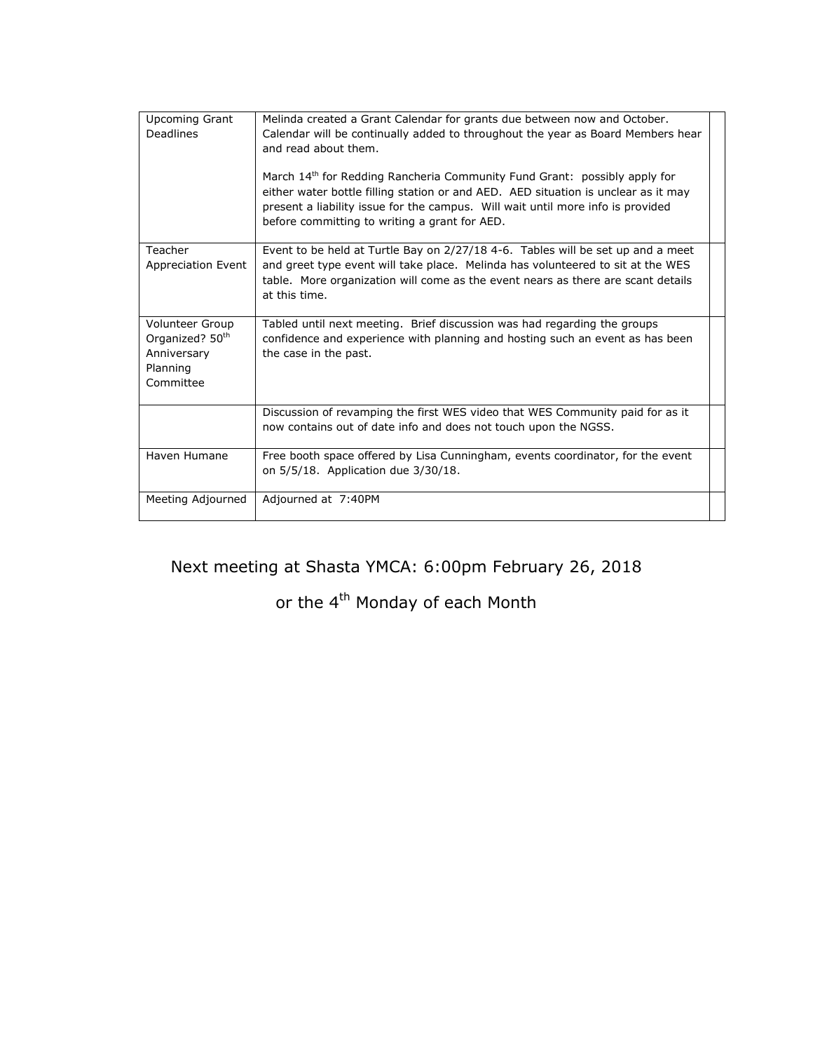| | | |
|---|---|---|
| Upcoming Grant Deadlines | Melinda created a Grant Calendar for grants due between now and October. Calendar will be continually added to throughout the year as Board Members hear and read about them.<br><br>March 14th for Redding Rancheria Community Fund Grant: possibly apply for either water bottle filling station or and AED. AED situation is unclear as it may present a liability issue for the campus. Will wait until more info is provided before committing to writing a grant for AED. | |
| Teacher Appreciation Event | Event to be held at Turtle Bay on 2/27/18 4-6. Tables will be set up and a meet and greet type event will take place. Melinda has volunteered to sit at the WES table. More organization will come as the event nears as there are scant details at this time. | |
| Volunteer Group Organized? 50th Anniversary Planning Committee | Tabled until next meeting. Brief discussion was had regarding the groups confidence and experience with planning and hosting such an event as has been the case in the past. | |
| | Discussion of revamping the first WES video that WES Community paid for as it now contains out of date info and does not touch upon the NGSS. | |
| Haven Humane | Free booth space offered by Lisa Cunningham, events coordinator, for the event on 5/5/18. Application due 3/30/18. | |
| Meeting Adjourned | Adjourned at 7:40PM | |

Next meeting at Shasta YMCA: 6:00pm February 26, 2018

or the 4th Monday of each Month